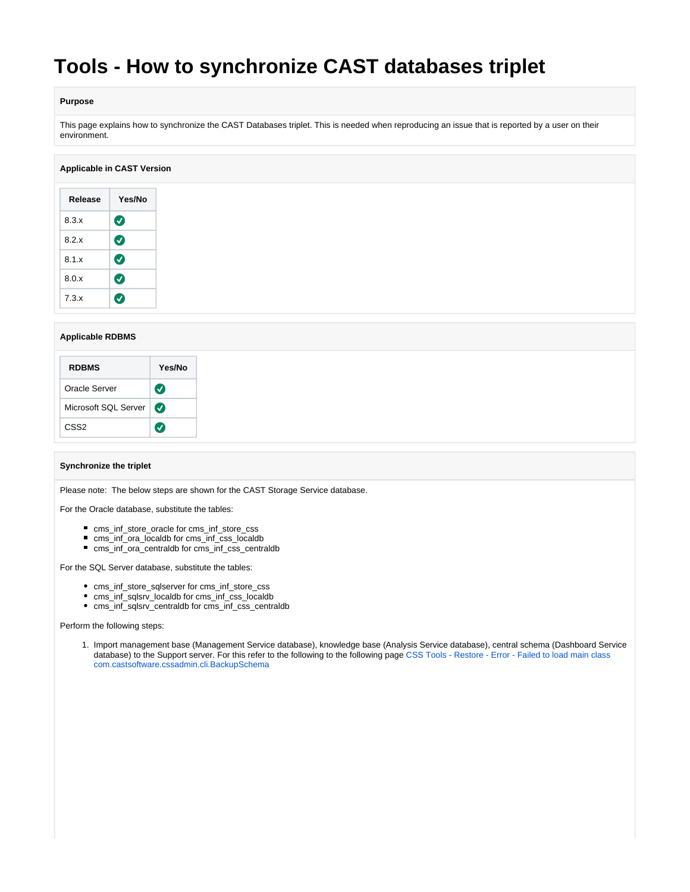# Tools - How to synchronize CAST databases triplet

**Purpose**

This page explains how to synchronize the CAST Databases triplet. This is needed when reproducing an issue that is reported by a user on their environment.

**Applicable in CAST Version**

| Release | Yes/No |
| --- | --- |
| 8.3.x | ✅ |
| 8.2.x | ✅ |
| 8.1.x | ✅ |
| 8.0.x | ✅ |
| 7.3.x | ✅ |

**Applicable RDBMS**

| RDBMS | Yes/No |
| --- | --- |
| Oracle Server | ✅ |
| Microsoft SQL Server | ✅ |
| CSS2 | ✅ |

**Synchronize the triplet**

Please note: The below steps are shown for the CAST Storage Service database.

For the Oracle database, substitute the tables:

- cms_inf_store_oracle for cms_inf_store_css
- cms_inf_ora_localdb for cms_inf_css_localdb
- cms_inf_ora_centraldb for cms_inf_css_centraldb

For the SQL Server database, substitute the tables:

- cms_inf_store_sqlserver for cms_inf_store_css
- cms_inf_sqlsrv_localdb for cms_inf_css_localdb
- cms_inf_sqlsrv_centraldb for cms_inf_css_centraldb

Perform the following steps:

1. Import management base (Management Service database), knowledge base (Analysis Service database), central schema (Dashboard Service database) to the Support server. For this refer to the following to the following page CSS Tools - Restore - Error - Failed to load main class com.castsoftware.cssadmin.cli.BackupSchema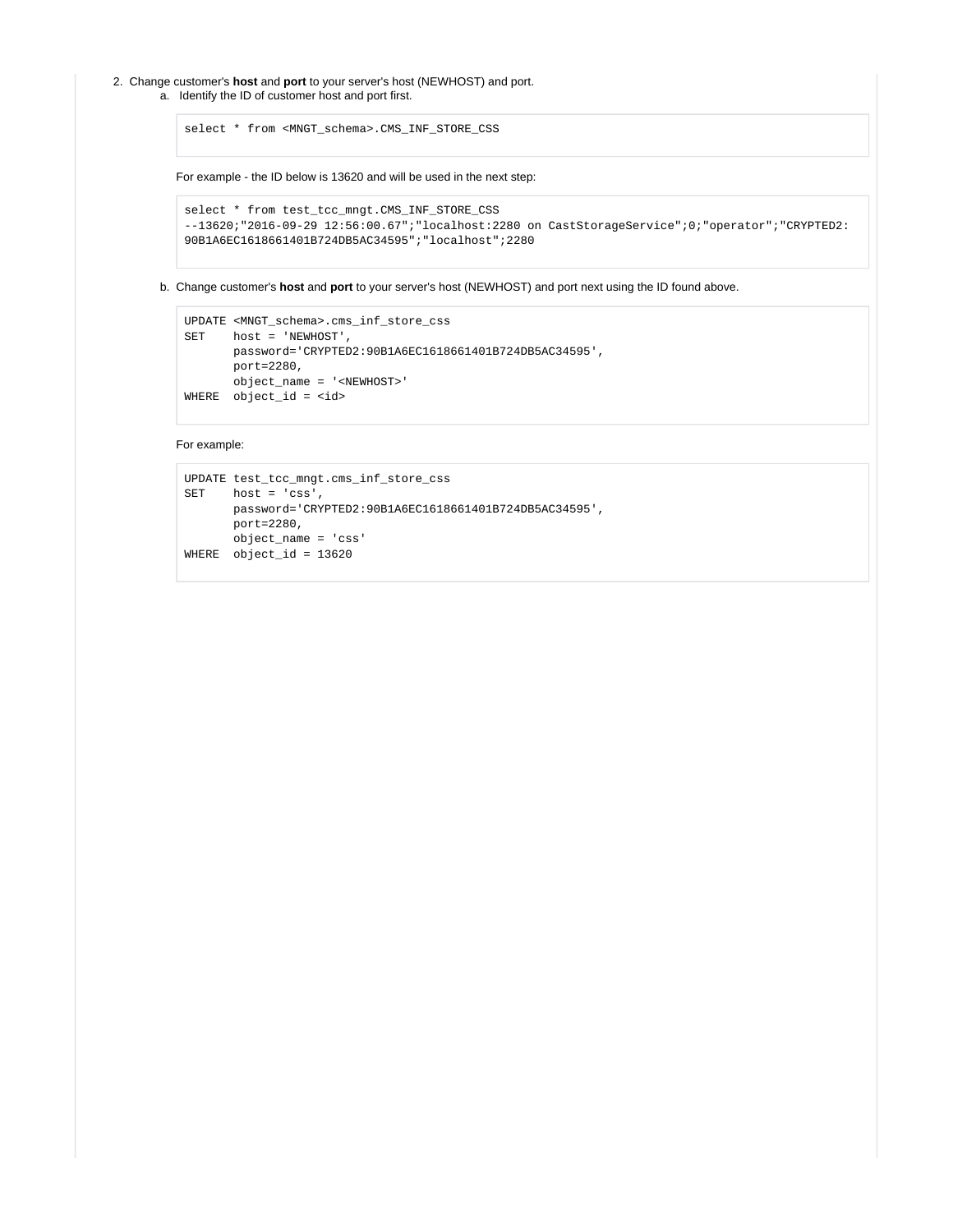2. Change customer's **host** and **port** to your server's host (NEWHOST) and port.
   a. Identify the ID of customer host and port first.

   ```
   select * from <MNGT_schema>.CMS_INF_STORE_CSS
   ```

   For example - the ID below is 13620 and will be used in the next step:

   ```
   select * from test_tcc_mngt.CMS_INF_STORE_CSS
   --13620;"2016-09-29 12:56:00.67";"localhost:2280 on CastStorageService";0;"operator";"CRYPTED2:
   90B1A6EC1618661401B724DB5AC34595";"localhost";2280
   ```

   b. Change customer's **host** and **port** to your server's host (NEWHOST) and port next using the ID found above.

   ```
   UPDATE <MNGT_schema>.cms_inf_store_css
   SET    host = 'NEWHOST',
          password='CRYPTED2:90B1A6EC1618661401B724DB5AC34595',
          port=2280,
          object_name = '<NEWHOST>'
   WHERE  object_id = <id>
   ```

   For example:

   ```
   UPDATE test_tcc_mngt.cms_inf_store_css
   SET    host = 'css',
          password='CRYPTED2:90B1A6EC1618661401B724DB5AC34595',
          port=2280,
          object_name = 'css'
   WHERE  object_id = 13620
   ```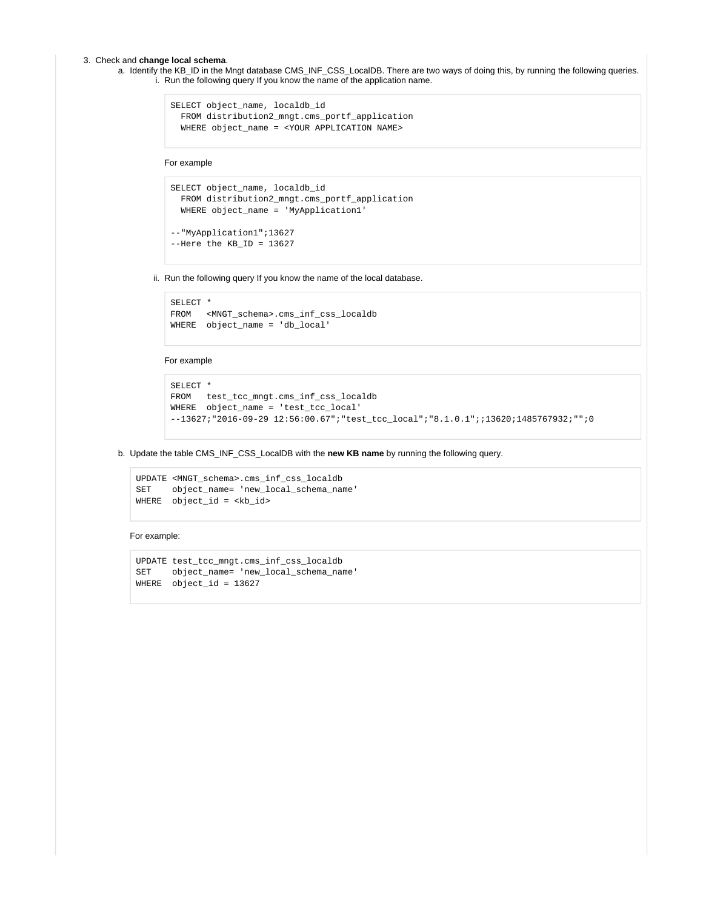3. Check and **change local schema**.
    a. Identify the KB_ID in the Mngt database CMS_INF_CSS_LocalDB. There are two ways of doing this, by running the following queries.
        i. Run the following query If you know the name of the application name.

        ```
        SELECT object_name, localdb_id
          FROM distribution2_mngt.cms_portf_application
          WHERE object_name = <YOUR APPLICATION NAME>
        ```

        For example

        ```
        SELECT object_name, localdb_id
          FROM distribution2_mngt.cms_portf_application
          WHERE object_name = 'MyApplication1'

        --"MyApplication1";13627
        --Here the KB_ID = 13627
        ```

        ii. Run the following query If you know the name of the local database.

        ```
        SELECT *
        FROM   <MNGT_schema>.cms_inf_css_localdb
        WHERE  object_name = 'db_local'
        ```

        For example

        ```
        SELECT *
        FROM   test_tcc_mngt.cms_inf_css_localdb
        WHERE  object_name = 'test_tcc_local'
        --13627;"2016-09-29 12:56:00.67";"test_tcc_local";"8.1.0.1";;13620;1485767932;"";0
        ```

    b. Update the table CMS_INF_CSS_LocalDB with the **new KB name** by running the following query.

    ```
    UPDATE <MNGT_schema>.cms_inf_css_localdb
    SET    object_name= 'new_local_schema_name'
    WHERE  object_id = <kb_id>
    ```

    For example:

    ```
    UPDATE test_tcc_mngt.cms_inf_css_localdb
    SET    object_name= 'new_local_schema_name'
    WHERE  object_id = 13627
    ```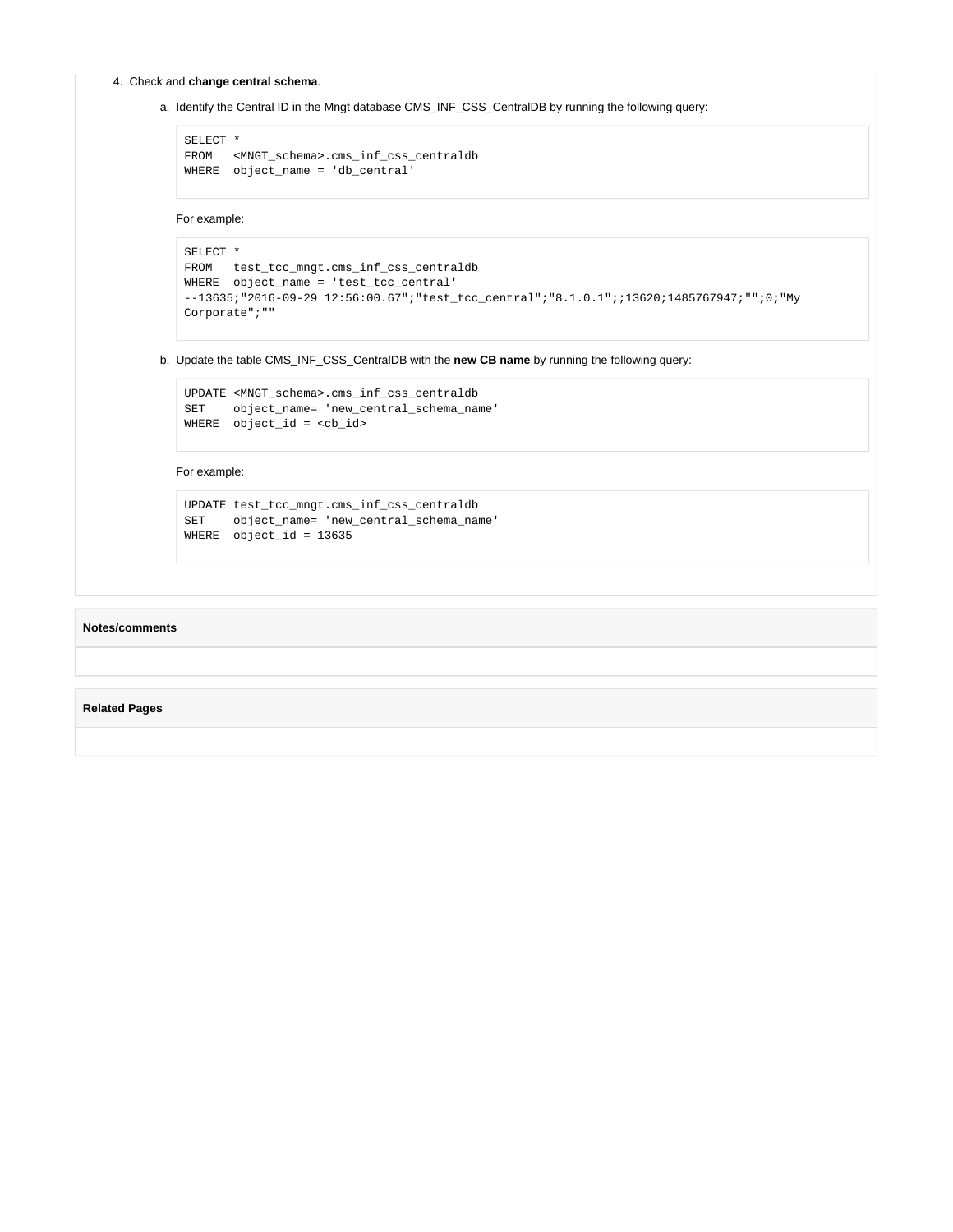4. Check and **change central schema**.

   a. Identify the Central ID in the Mngt database CMS_INF_CSS_CentralDB by running the following query:

   ```
   SELECT *
   FROM   <MNGT_schema>.cms_inf_css_centraldb
   WHERE  object_name = 'db_central'
   ```

   For example:

   ```
   SELECT *
   FROM   test_tcc_mngt.cms_inf_css_centraldb
   WHERE  object_name = 'test_tcc_central'
   --13635;"2016-09-29 12:56:00.67";"test_tcc_central";"8.1.0.1";;13620;1485767947;"";0;"My
   Corporate";""
   ```

   b. Update the table CMS_INF_CSS_CentralDB with the **new CB name** by running the following query:

   ```
   UPDATE <MNGT_schema>.cms_inf_css_centraldb
   SET    object_name= 'new_central_schema_name'
   WHERE  object_id = <cb_id>
   ```

   For example:

   ```
   UPDATE test_tcc_mngt.cms_inf_css_centraldb
   SET    object_name= 'new_central_schema_name'
   WHERE  object_id = 13635
   ```

**Notes/comments**

**Related Pages**